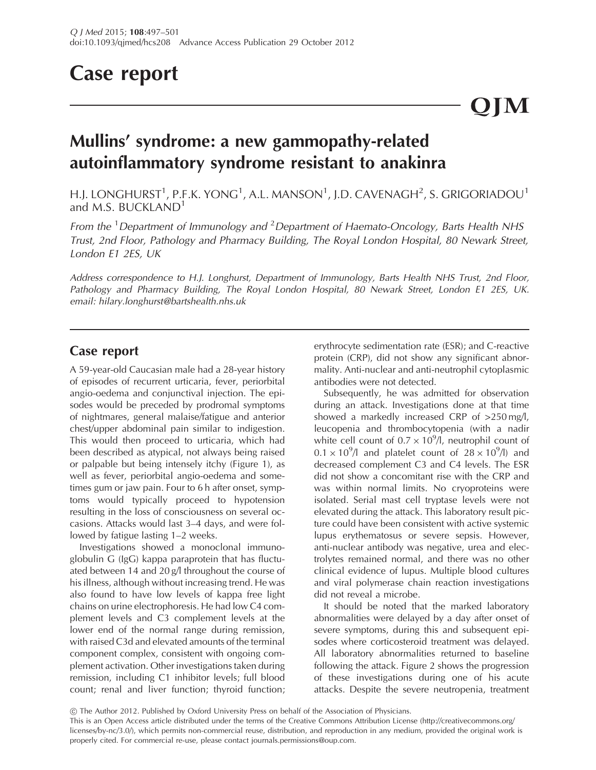# Case report

# Mullins' syndrome: a new gammopathy-related autoinflammatory syndrome resistant to anakinra

H.J. LONGHURST[1], P.F.K. YONG[1], A.L. MANSON[1], J.D. CAVENAGH[2], S. GRIGORIADOU[1] and M.S. BUCKLAND[1]

*From the [1]Department of Immunology and [2]Department of Haemato-Oncology, Barts Health NHS Trust, 2nd Floor, Pathology and Pharmacy Building, The Royal London Hospital, 80 Newark Street, London E1 2ES, UK*

*Address correspondence to H.J. Longhurst, Department of Immunology, Barts Health NHS Trust, 2nd Floor, Pathology and Pharmacy Building, The Royal London Hospital, 80 Newark Street, London E1 2ES, UK. email: hilary.longhurst@bartshealth.nhs.uk*

## Case report

A 59-year-old Caucasian male had a 28-year history of episodes of recurrent urticaria, fever, periorbital angio-oedema and conjunctival injection. The episodes would be preceded by prodromal symptoms of nightmares, general malaise/fatigue and anterior chest/upper abdominal pain similar to indigestion. This would then proceed to urticaria, which had been described as atypical, not always being raised or palpable but being intensely itchy (Figure 1), as well as fever, periorbital angio-oedema and sometimes gum or jaw pain. Four to 6 h after onset, symptoms would typically proceed to hypotension resulting in the loss of consciousness on several occasions. Attacks would last 3–4 days, and were followed by fatigue lasting 1–2 weeks.

Investigations showed a monoclonal immunoglobulin G (IgG) kappa paraprotein that has fluctuated between 14 and 20 g/l throughout the course of his illness, although without increasing trend. He was also found to have low levels of kappa free light chains on urine electrophoresis. He had low C4 complement levels and C3 complement levels at the lower end of the normal range during remission, with raised C3d and elevated amounts of the terminal component complex, consistent with ongoing complement activation. Other investigations taken during remission, including C1 inhibitor levels; full blood count; renal and liver function; thyroid function; erythrocyte sedimentation rate (ESR); and C-reactive protein (CRP), did not show any significant abnormality. Anti-nuclear and anti-neutrophil cytoplasmic antibodies were not detected.

Subsequently, he was admitted for observation during an attack. Investigations done at that time showed a markedly increased CRP of >250 mg/l, leucopenia and thrombocytopenia (with a nadir white cell count of $0.7 \times 10^9$/l, neutrophil count of $0.1 \times 10^9$/l and platelet count of $28 \times 10^9$/l) and decreased complement C3 and C4 levels. The ESR did not show a concomitant rise with the CRP and was within normal limits. No cryoproteins were isolated. Serial mast cell tryptase levels were not elevated during the attack. This laboratory result picture could have been consistent with active systemic lupus erythematosus or severe sepsis. However, anti-nuclear antibody was negative, urea and electrolytes remained normal, and there was no other clinical evidence of lupus. Multiple blood cultures and viral polymerase chain reaction investigations did not reveal a microbe.

It should be noted that the marked laboratory abnormalities were delayed by a day after onset of severe symptoms, during this and subsequent episodes where corticosteroid treatment was delayed. All laboratory abnormalities returned to baseline following the attack. Figure 2 shows the progression of these investigations during one of his acute attacks. Despite the severe neutropenia, treatment

© The Author 2012. Published by Oxford University Press on behalf of the Association of Physicians.
This is an Open Access article distributed under the terms of the Creative Commons Attribution License (http://creativecommons.org/licenses/by-nc/3.0/), which permits non-commercial reuse, distribution, and reproduction in any medium, provided the original work is properly cited. For commercial re-use, please contact journals.permissions@oup.com.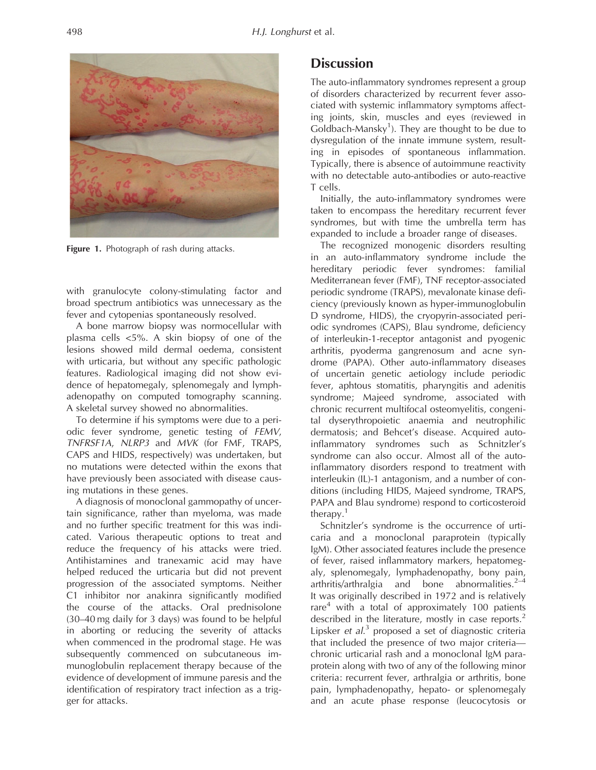Figure 1. Photograph of rash during attacks.

with granulocyte colony-stimulating factor and broad spectrum antibiotics was unnecessary as the fever and cytopenias spontaneously resolved.

A bone marrow biopsy was normocellular with plasma cells <5%. A skin biopsy of one of the lesions showed mild dermal oedema, consistent with urticaria, but without any specific pathologic features. Radiological imaging did not show evidence of hepatomegaly, splenomegaly and lymphadenopathy on computed tomography scanning. A skeletal survey showed no abnormalities.

To determine if his symptoms were due to a periodic fever syndrome, genetic testing of *FEMV*, *TNFRSF1A*, *NLRP3* and *MVK* (for FMF, TRAPS, CAPS and HIDS, respectively) was undertaken, but no mutations were detected within the exons that have previously been associated with disease causing mutations in these genes.

A diagnosis of monoclonal gammopathy of uncertain significance, rather than myeloma, was made and no further specific treatment for this was indicated. Various therapeutic options to treat and reduce the frequency of his attacks were tried. Antihistamines and tranexamic acid may have helped reduced the urticaria but did not prevent progression of the associated symptoms. Neither C1 inhibitor nor anakinra significantly modified the course of the attacks. Oral prednisolone (30–40 mg daily for 3 days) was found to be helpful in aborting or reducing the severity of attacks when commenced in the prodromal stage. He was subsequently commenced on subcutaneous immunoglobulin replacement therapy because of the evidence of development of immune paresis and the identification of respiratory tract infection as a trigger for attacks.

## Discussion

The auto-inflammatory syndromes represent a group of disorders characterized by recurrent fever associated with systemic inflammatory symptoms affecting joints, skin, muscles and eyes (reviewed in Goldbach-Mansky[1]). They are thought to be due to dysregulation of the innate immune system, resulting in episodes of spontaneous inflammation. Typically, there is absence of autoimmune reactivity with no detectable auto-antibodies or auto-reactive T cells.

Initially, the auto-inflammatory syndromes were taken to encompass the hereditary recurrent fever syndromes, but with time the umbrella term has expanded to include a broader range of diseases.

The recognized monogenic disorders resulting in an auto-inflammatory syndrome include the hereditary periodic fever syndromes: familial Mediterranean fever (FMF), TNF receptor-associated periodic syndrome (TRAPS), mevalonate kinase deficiency (previously known as hyper-immunoglobulin D syndrome, HIDS), the cryopyrin-associated periodic syndromes (CAPS), Blau syndrome, deficiency of interleukin-1-receptor antagonist and pyogenic arthritis, pyoderma gangrenosum and acne syndrome (PAPA). Other auto-inflammatory diseases of uncertain genetic aetiology include periodic fever, aphtous stomatitis, pharyngitis and adenitis syndrome; Majeed syndrome, associated with chronic recurrent multifocal osteomyelitis, congenital dyserythropoietic anaemia and neutrophilic dermatosis; and Behcet's disease. Acquired auto-inflammatory syndromes such as Schnitzler's syndrome can also occur. Almost all of the auto-inflammatory disorders respond to treatment with interleukin (IL)-1 antagonism, and a number of conditions (including HIDS, Majeed syndrome, TRAPS, PAPA and Blau syndrome) respond to corticosteroid therapy.[1]

Schnitzler's syndrome is the occurrence of urticaria and a monoclonal paraprotein (typically IgM). Other associated features include the presence of fever, raised inflammatory markers, hepatomegaly, splenomegaly, lymphadenopathy, bony pain, arthritis/arthralgia and bone abnormalities.[2–4] It was originally described in 1972 and is relatively rare[4] with a total of approximately 100 patients described in the literature, mostly in case reports.[2] Lipsker *et al.*[3] proposed a set of diagnostic criteria that included the presence of two major criteria—chronic urticarial rash and a monoclonal IgM paraprotein along with two of any of the following minor criteria: recurrent fever, arthralgia or arthritis, bone pain, lymphadenopathy, hepato- or splenomegaly and an acute phase response (leucocytosis or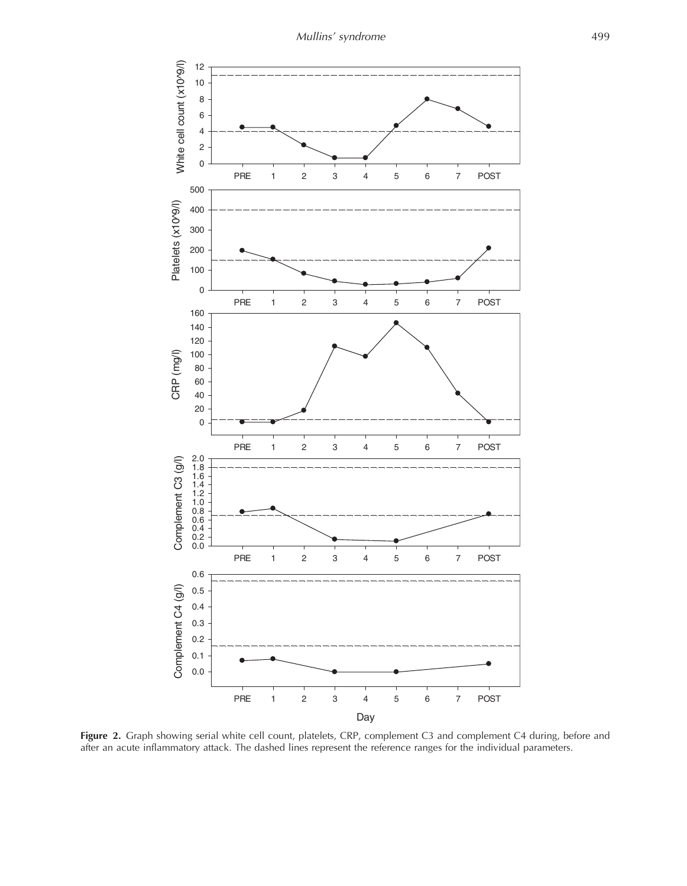**Figure 2.** Graph showing serial white cell count, platelets, CRP, complement C3 and complement C4 during, before and after an acute inflammatory attack. The dashed lines represent the reference ranges for the individual parameters.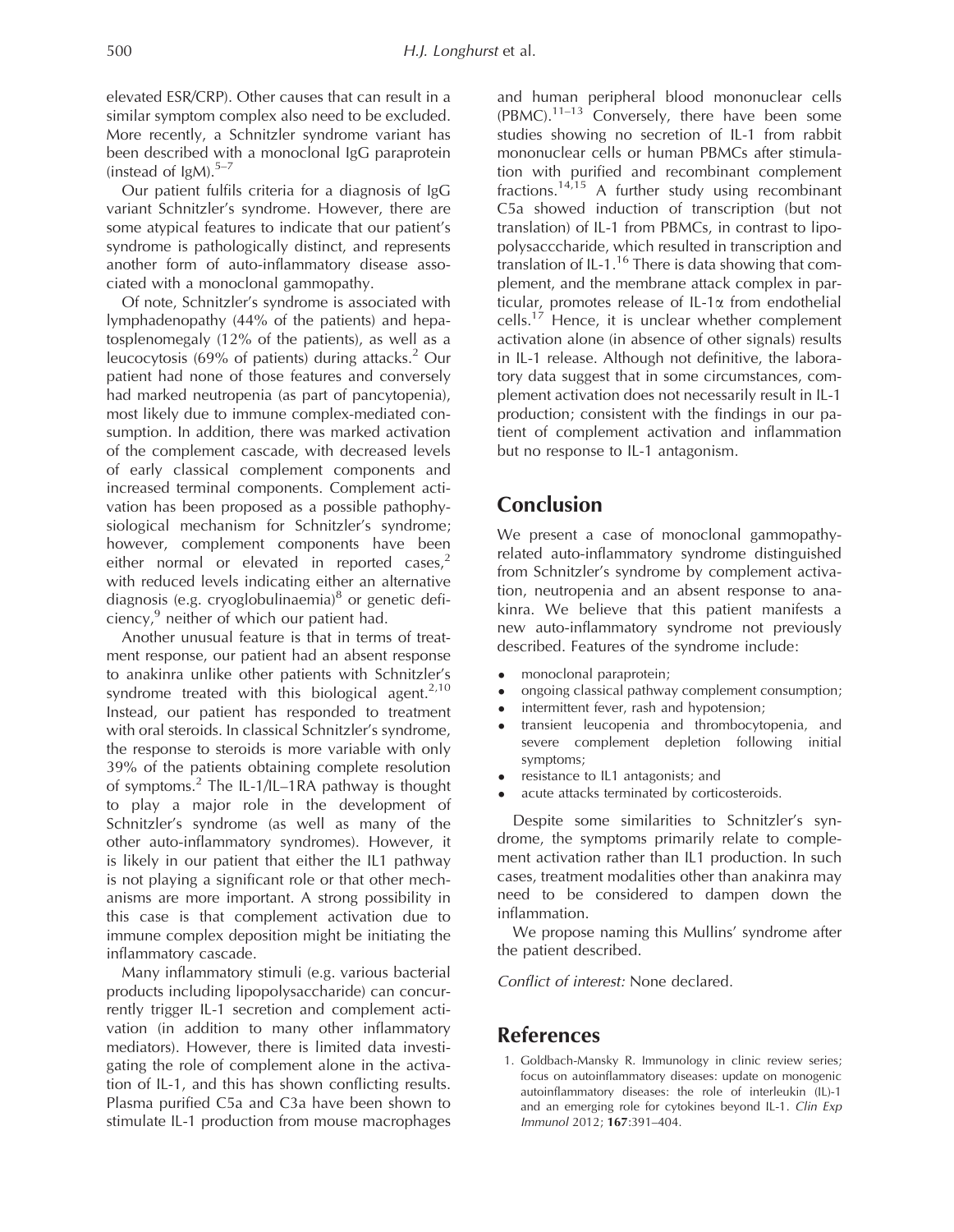elevated ESR/CRP). Other causes that can result in a similar symptom complex also need to be excluded. More recently, a Schnitzler syndrome variant has been described with a monoclonal IgG paraprotein (instead of IgM).[5–7]

Our patient fulfils criteria for a diagnosis of IgG variant Schnitzler's syndrome. However, there are some atypical features to indicate that our patient's syndrome is pathologically distinct, and represents another form of auto-inflammatory disease associated with a monoclonal gammopathy.

Of note, Schnitzler's syndrome is associated with lymphadenopathy (44% of the patients) and hepatosplenomegaly (12% of the patients), as well as a leucocytosis (69% of patients) during attacks.[2] Our patient had none of those features and conversely had marked neutropenia (as part of pancytopenia), most likely due to immune complex-mediated consumption. In addition, there was marked activation of the complement cascade, with decreased levels of early classical complement components and increased terminal components. Complement activation has been proposed as a possible pathophysiological mechanism for Schnitzler's syndrome; however, complement components have been either normal or elevated in reported cases,[2] with reduced levels indicating either an alternative diagnosis (e.g. cryoglobulinaemia)[8] or genetic deficiency,[9] neither of which our patient had.

Another unusual feature is that in terms of treatment response, our patient had an absent response to anakinra unlike other patients with Schnitzler's syndrome treated with this biological agent.[2,10] Instead, our patient has responded to treatment with oral steroids. In classical Schnitzler's syndrome, the response to steroids is more variable with only 39% of the patients obtaining complete resolution of symptoms.[2] The IL-1/IL–1RA pathway is thought to play a major role in the development of Schnitzler's syndrome (as well as many of the other auto-inflammatory syndromes). However, it is likely in our patient that either the IL1 pathway is not playing a significant role or that other mechanisms are more important. A strong possibility in this case is that complement activation due to immune complex deposition might be initiating the inflammatory cascade.

Many inflammatory stimuli (e.g. various bacterial products including lipopolysaccharide) can concurrently trigger IL-1 secretion and complement activation (in addition to many other inflammatory mediators). However, there is limited data investigating the role of complement alone in the activation of IL-1, and this has shown conflicting results. Plasma purified C5a and C3a have been shown to stimulate IL-1 production from mouse macrophages and human peripheral blood mononuclear cells (PBMC).[11–13] Conversely, there have been some studies showing no secretion of IL-1 from rabbit mononuclear cells or human PBMCs after stimulation with purified and recombinant complement fractions.[14,15] A further study using recombinant C5a showed induction of transcription (but not translation) of IL-1 from PBMCs, in contrast to lipopolysacccharide, which resulted in transcription and translation of IL-1.[16] There is data showing that complement, and the membrane attack complex in particular, promotes release of IL-1α from endothelial cells.[17] Hence, it is unclear whether complement activation alone (in absence of other signals) results in IL-1 release. Although not definitive, the laboratory data suggest that in some circumstances, complement activation does not necessarily result in IL-1 production; consistent with the findings in our patient of complement activation and inflammation but no response to IL-1 antagonism.

## Conclusion

We present a case of monoclonal gammopathy-related auto-inflammatory syndrome distinguished from Schnitzler's syndrome by complement activation, neutropenia and an absent response to anakinra. We believe that this patient manifests a new auto-inflammatory syndrome not previously described. Features of the syndrome include:

- monoclonal paraprotein;
- ongoing classical pathway complement consumption;
- intermittent fever, rash and hypotension;
- transient leucopenia and thrombocytopenia, and severe complement depletion following initial symptoms;
- resistance to IL1 antagonists; and
- acute attacks terminated by corticosteroids.

Despite some similarities to Schnitzler's syndrome, the symptoms primarily relate to complement activation rather than IL1 production. In such cases, treatment modalities other than anakinra may need to be considered to dampen down the inflammation.

We propose naming this Mullins' syndrome after the patient described.

*Conflict of interest:* None declared.

## References

1. Goldbach-Mansky R. Immunology in clinic review series; focus on autoinflammatory diseases: update on monogenic autoinflammatory diseases: the role of interleukin (IL)-1 and an emerging role for cytokines beyond IL-1. *Clin Exp Immunol* 2012; **167**:391–404.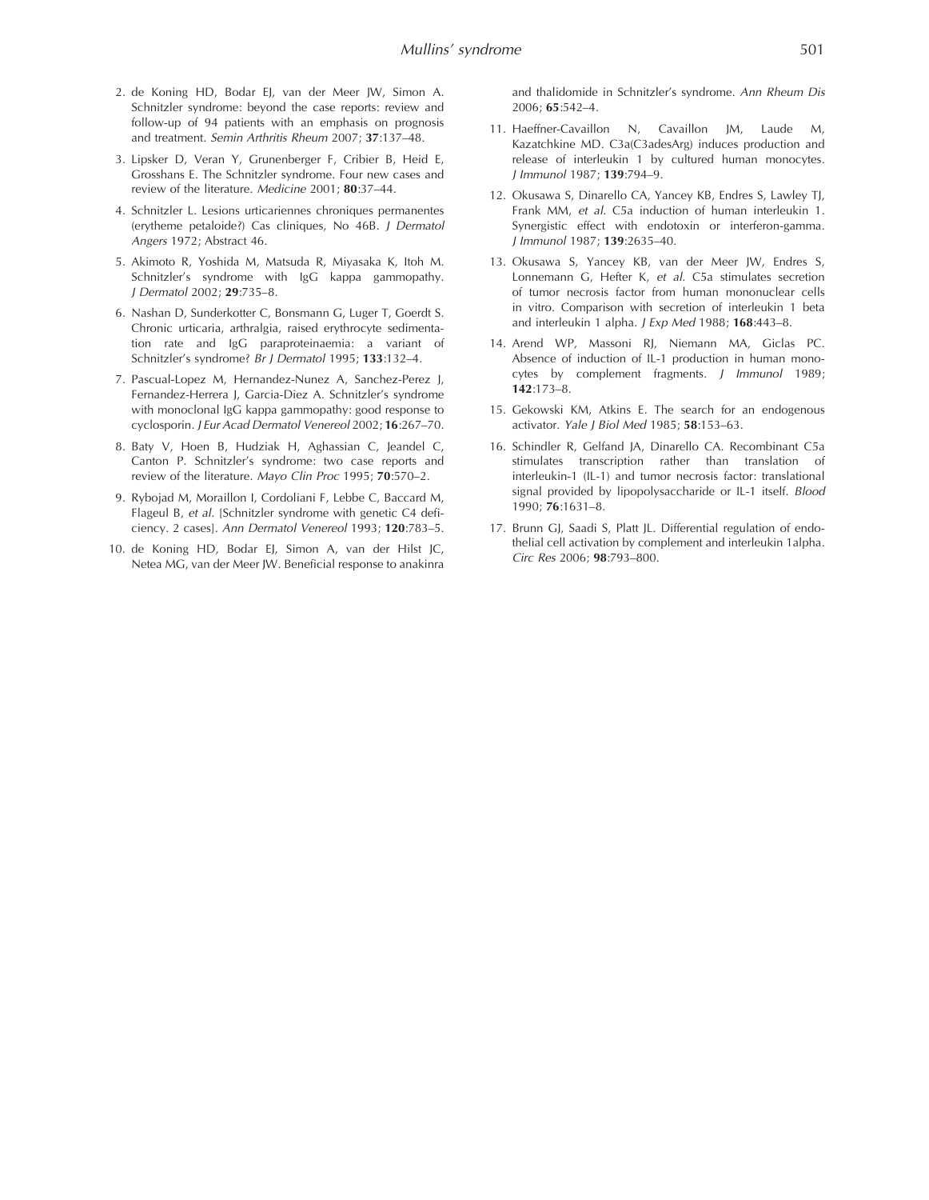2. de Koning HD, Bodar EJ, van der Meer JW, Simon A. Schnitzler syndrome: beyond the case reports: review and follow-up of 94 patients with an emphasis on prognosis and treatment. *Semin Arthritis Rheum* 2007; **37**:137–48.
3. Lipsker D, Veran Y, Grunenberger F, Cribier B, Heid E, Grosshans E. The Schnitzler syndrome. Four new cases and review of the literature. *Medicine* 2001; **80**:37–44.
4. Schnitzler L. Lesions urticariennes chroniques permanentes (erytheme petaloide?) Cas cliniques, No 46B. *J Dermatol Angers* 1972; Abstract 46.
5. Akimoto R, Yoshida M, Matsuda R, Miyasaka K, Itoh M. Schnitzler's syndrome with IgG kappa gammopathy. *J Dermatol* 2002; **29**:735–8.
6. Nashan D, Sunderkotter C, Bonsmann G, Luger T, Goerdt S. Chronic urticaria, arthralgia, raised erythrocyte sedimentation rate and IgG paraproteinaemia: a variant of Schnitzler's syndrome? *Br J Dermatol* 1995; **133**:132–4.
7. Pascual-Lopez M, Hernandez-Nunez A, Sanchez-Perez J, Fernandez-Herrera J, Garcia-Diez A. Schnitzler's syndrome with monoclonal IgG kappa gammopathy: good response to cyclosporin. *J Eur Acad Dermatol Venereol* 2002; **16**:267–70.
8. Baty V, Hoen B, Hudziak H, Aghassian C, Jeandel C, Canton P. Schnitzler's syndrome: two case reports and review of the literature. *Mayo Clin Proc* 1995; **70**:570–2.
9. Rybojad M, Moraillon I, Cordoliani F, Lebbe C, Baccard M, Flageul B, *et al*. [Schnitzler syndrome with genetic C4 deficiency. 2 cases]. *Ann Dermatol Venereol* 1993; **120**:783–5.
10. de Koning HD, Bodar EJ, Simon A, van der Hilst JC, Netea MG, van der Meer JW. Beneficial response to anakinra and thalidomide in Schnitzler's syndrome. *Ann Rheum Dis* 2006; **65**:542–4.
11. Haeffner-Cavaillon N, Cavaillon JM, Laude M, Kazatchkine MD. C3a(C3adesArg) induces production and release of interleukin 1 by cultured human monocytes. *J Immunol* 1987; **139**:794–9.
12. Okusawa S, Dinarello CA, Yancey KB, Endres S, Lawley TJ, Frank MM, *et al*. C5a induction of human interleukin 1. Synergistic effect with endotoxin or interferon-gamma. *J Immunol* 1987; **139**:2635–40.
13. Okusawa S, Yancey KB, van der Meer JW, Endres S, Lonnemann G, Hefter K, *et al*. C5a stimulates secretion of tumor necrosis factor from human mononuclear cells in vitro. Comparison with secretion of interleukin 1 beta and interleukin 1 alpha. *J Exp Med* 1988; **168**:443–8.
14. Arend WP, Massoni RJ, Niemann MA, Giclas PC. Absence of induction of IL-1 production in human monocytes by complement fragments. *J Immunol* 1989; **142**:173–8.
15. Gekowski KM, Atkins E. The search for an endogenous activator. *Yale J Biol Med* 1985; **58**:153–63.
16. Schindler R, Gelfand JA, Dinarello CA. Recombinant C5a stimulates transcription rather than translation of interleukin-1 (IL-1) and tumor necrosis factor: translational signal provided by lipopolysaccharide or IL-1 itself. *Blood* 1990; **76**:1631–8.
17. Brunn GJ, Saadi S, Platt JL. Differential regulation of endothelial cell activation by complement and interleukin 1alpha. *Circ Res* 2006; **98**:793–800.